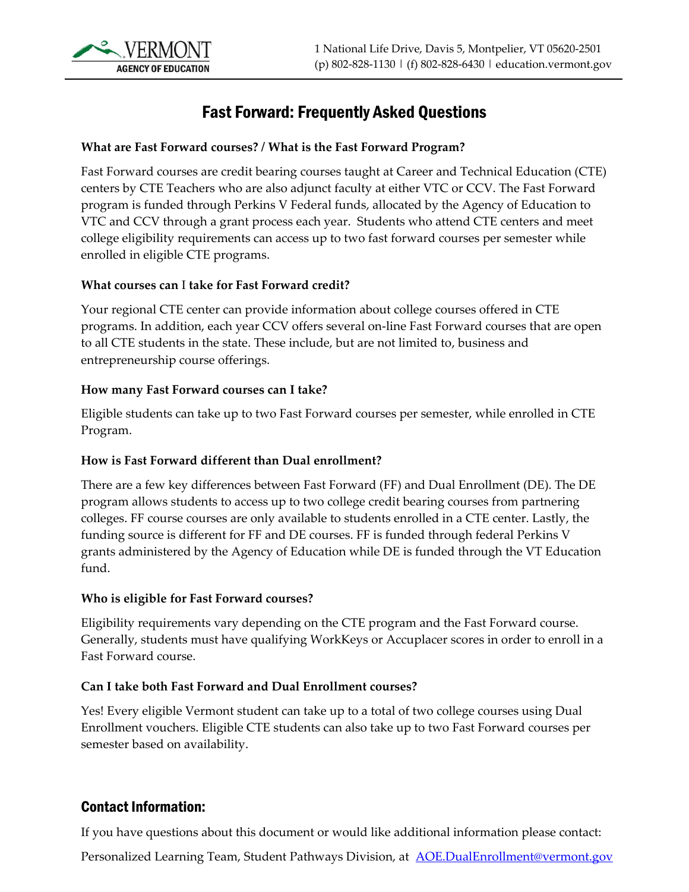VERMONT AGENCY OF EDUCATION

1 National Life Drive, Davis 5, Montpelier, VT 05620-2501
(p) 802-828-1130 | (f) 802-828-6430 | education.vermont.gov

# Fast Forward: Frequently Asked Questions

**What are Fast Forward courses? / What is the Fast Forward Program?**

Fast Forward courses are credit bearing courses taught at Career and Technical Education (CTE) centers by CTE Teachers who are also adjunct faculty at either VTC or CCV. The Fast Forward program is funded through Perkins V Federal funds, allocated by the Agency of Education to VTC and CCV through a grant process each year. Students who attend CTE centers and meet college eligibility requirements can access up to two fast forward courses per semester while enrolled in eligible CTE programs.

**What courses can I take for Fast Forward credit?**

Your regional CTE center can provide information about college courses offered in CTE programs. In addition, each year CCV offers several on-line Fast Forward courses that are open to all CTE students in the state. These include, but are not limited to, business and entrepreneurship course offerings.

**How many Fast Forward courses can I take?**

Eligible students can take up to two Fast Forward courses per semester, while enrolled in CTE Program.

**How is Fast Forward different than Dual enrollment?**

There are a few key differences between Fast Forward (FF) and Dual Enrollment (DE). The DE program allows students to access up to two college credit bearing courses from partnering colleges. FF course courses are only available to students enrolled in a CTE center. Lastly, the funding source is different for FF and DE courses. FF is funded through federal Perkins V grants administered by the Agency of Education while DE is funded through the VT Education fund.

**Who is eligible for Fast Forward courses?**

Eligibility requirements vary depending on the CTE program and the Fast Forward course. Generally, students must have qualifying WorkKeys or Accuplacer scores in order to enroll in a Fast Forward course.

**Can I take both Fast Forward and Dual Enrollment courses?**

Yes! Every eligible Vermont student can take up to a total of two college courses using Dual Enrollment vouchers. Eligible CTE students can also take up to two Fast Forward courses per semester based on availability.

## Contact Information:

If you have questions about this document or would like additional information please contact:

Personalized Learning Team, Student Pathways Division, at [AOE.DualEnrollment@vermont.gov](mailto:AOE.DualEnrollment@vermont.gov)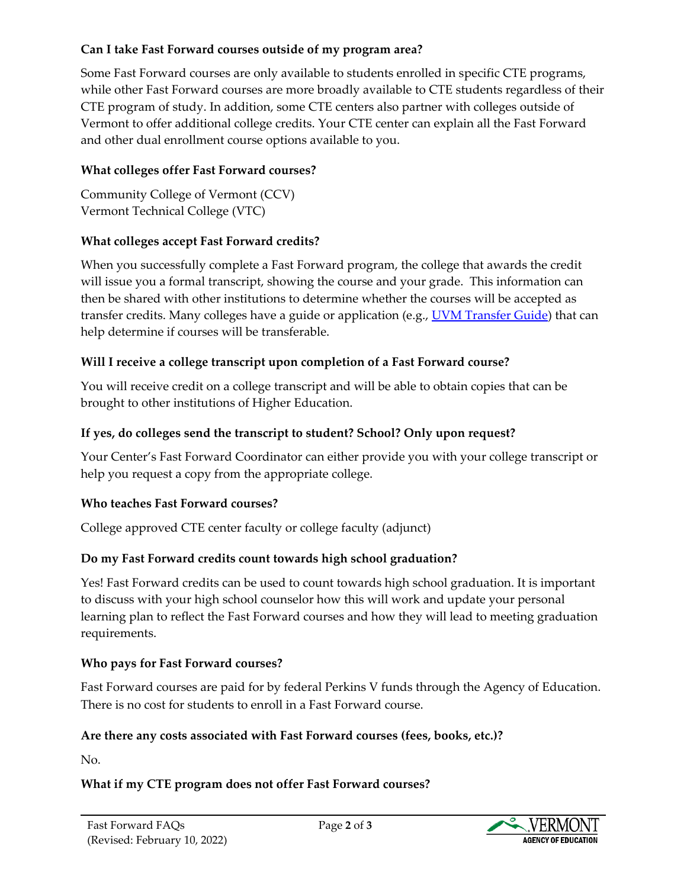**Can I take Fast Forward courses outside of my program area?**

Some Fast Forward courses are only available to students enrolled in specific CTE programs, while other Fast Forward courses are more broadly available to CTE students regardless of their CTE program of study. In addition, some CTE centers also partner with colleges outside of Vermont to offer additional college credits. Your CTE center can explain all the Fast Forward and other dual enrollment course options available to you.

**What colleges offer Fast Forward courses?**

Community College of Vermont (CCV)
Vermont Technical College (VTC)

**What colleges accept Fast Forward credits?**

When you successfully complete a Fast Forward program, the college that awards the credit will issue you a formal transcript, showing the course and your grade. This information can then be shared with other institutions to determine whether the courses will be accepted as transfer credits. Many colleges have a guide or application (e.g., UVM Transfer Guide) that can help determine if courses will be transferable.

**Will I receive a college transcript upon completion of a Fast Forward course?**

You will receive credit on a college transcript and will be able to obtain copies that can be brought to other institutions of Higher Education.

**If yes, do colleges send the transcript to student? School? Only upon request?**

Your Center's Fast Forward Coordinator can either provide you with your college transcript or help you request a copy from the appropriate college.

**Who teaches Fast Forward courses?**

College approved CTE center faculty or college faculty (adjunct)

**Do my Fast Forward credits count towards high school graduation?**

Yes! Fast Forward credits can be used to count towards high school graduation. It is important to discuss with your high school counselor how this will work and update your personal learning plan to reflect the Fast Forward courses and how they will lead to meeting graduation requirements.

**Who pays for Fast Forward courses?**

Fast Forward courses are paid for by federal Perkins V funds through the Agency of Education. There is no cost for students to enroll in a Fast Forward course.

**Are there any costs associated with Fast Forward courses (fees, books, etc.)?**

No.

**What if my CTE program does not offer Fast Forward courses?**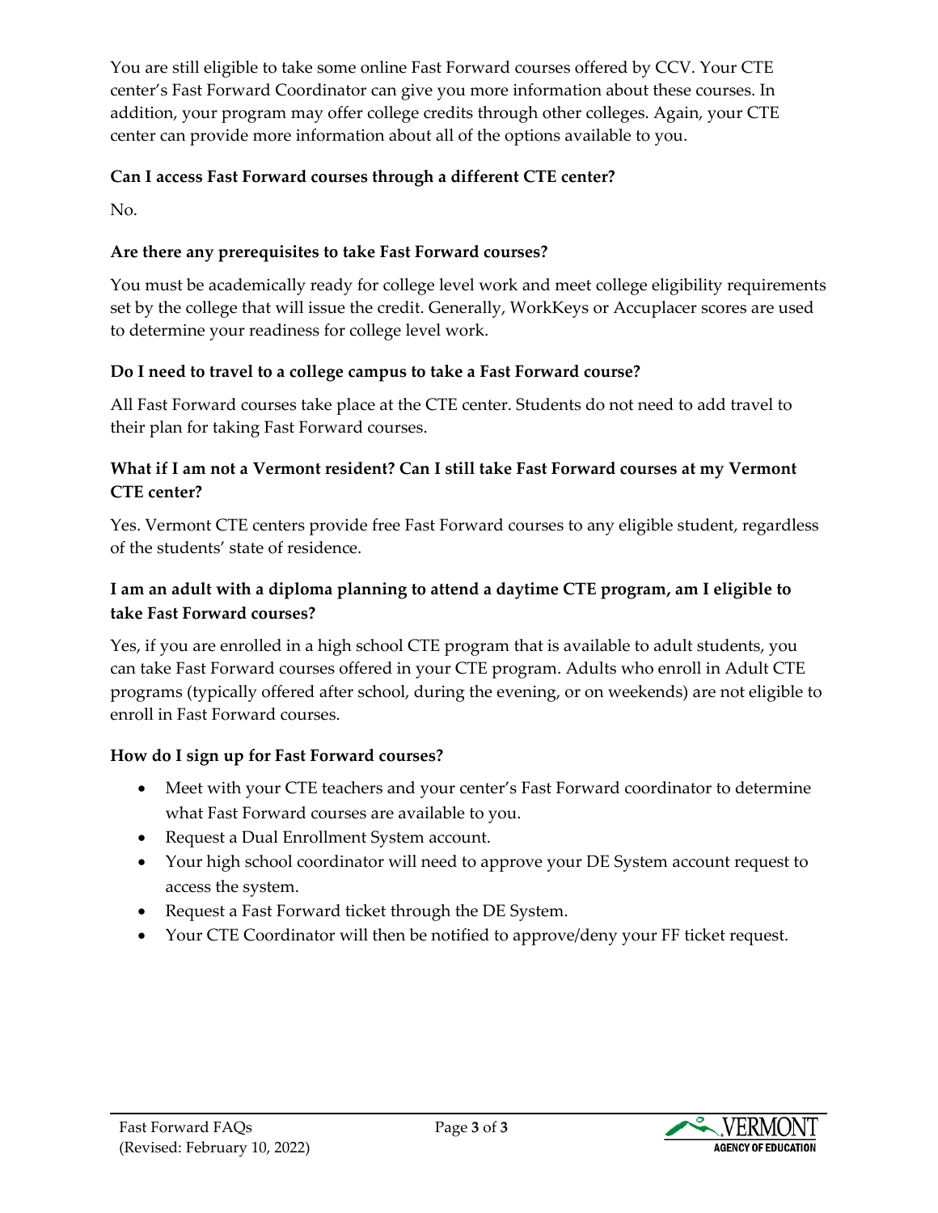You are still eligible to take some online Fast Forward courses offered by CCV. Your CTE center's Fast Forward Coordinator can give you more information about these courses. In addition, your program may offer college credits through other colleges. Again, your CTE center can provide more information about all of the options available to you.

**Can I access Fast Forward courses through a different CTE center?**

No.

**Are there any prerequisites to take Fast Forward courses?**

You must be academically ready for college level work and meet college eligibility requirements set by the college that will issue the credit. Generally, WorkKeys or Accuplacer scores are used to determine your readiness for college level work.

**Do I need to travel to a college campus to take a Fast Forward course?**

All Fast Forward courses take place at the CTE center. Students do not need to add travel to their plan for taking Fast Forward courses.

**What if I am not a Vermont resident? Can I still take Fast Forward courses at my Vermont CTE center?**

Yes. Vermont CTE centers provide free Fast Forward courses to any eligible student, regardless of the students' state of residence.

**I am an adult with a diploma planning to attend a daytime CTE program, am I eligible to take Fast Forward courses?**

Yes, if you are enrolled in a high school CTE program that is available to adult students, you can take Fast Forward courses offered in your CTE program. Adults who enroll in Adult CTE programs (typically offered after school, during the evening, or on weekends) are not eligible to enroll in Fast Forward courses.

**How do I sign up for Fast Forward courses?**

- Meet with your CTE teachers and your center's Fast Forward coordinator to determine what Fast Forward courses are available to you.
- Request a Dual Enrollment System account.
- Your high school coordinator will need to approve your DE System account request to access the system.
- Request a Fast Forward ticket through the DE System.
- Your CTE Coordinator will then be notified to approve/deny your FF ticket request.